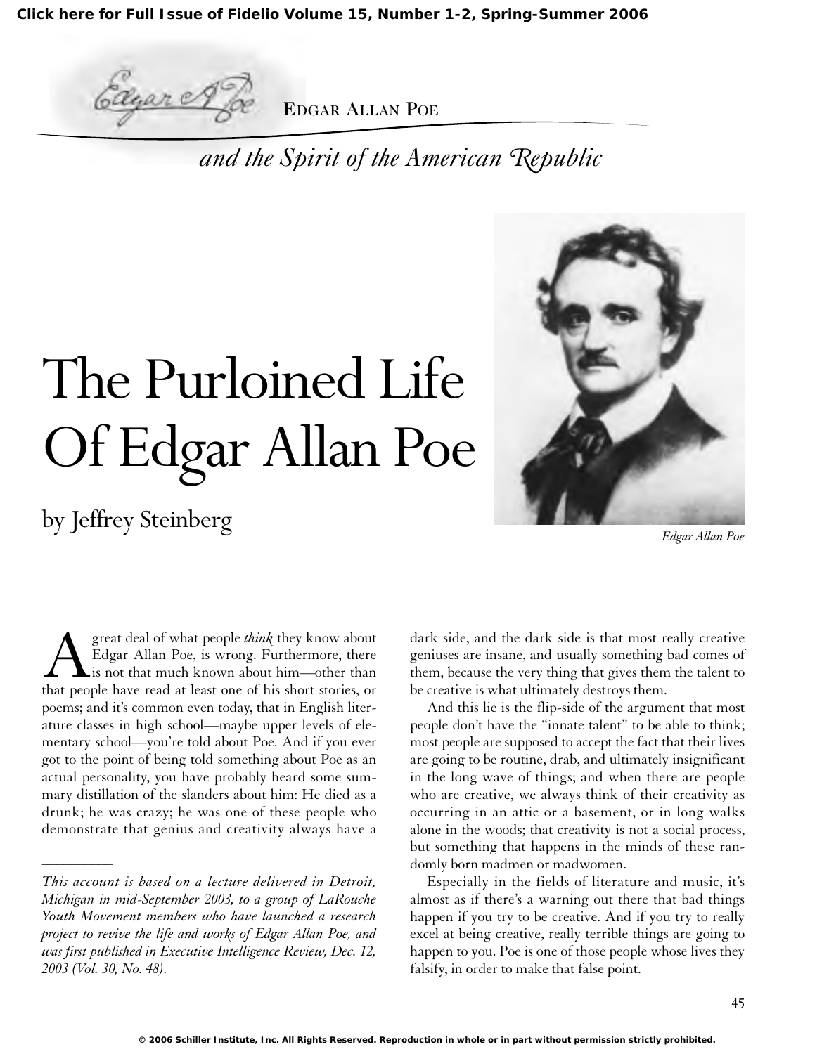Click here for Full Issue of Fidelio Volume 15, Number 1-2, Spring-Summer 2006

EDGAR ALLAN POE

*and the Spirit of the American Republic*

# The Purloined Life Of Edgar Allan Poe

## by Jeffrey Steinberg

*Edgar Allan Poe*

A great deal of what people *think* they know about Edgar Allan Poe, is wrong. Furthermore, there is not that much known about him—other than that people have read at least one of his short stories, or poems; and it's common even today, that in English literature classes in high school—maybe upper levels of elementary school—you're told about Poe. And if you ever got to the point of being told something about Poe as an actual personality, you have probably heard some summary distillation of the slanders about him: He died as a drunk; he was crazy; he was one of these people who demonstrate that genius and creativity always have a dark side, and the dark side is that most really creative geniuses are insane, and usually something bad comes of them, because the very thing that gives them the talent to be creative is what ultimately destroys them.

And this lie is the flip-side of the argument that most people don't have the "innate talent" to be able to think; most people are supposed to accept the fact that their lives are going to be routine, drab, and ultimately insignificant in the long wave of things; and when there are people who are creative, we always think of their creativity as occurring in an attic or a basement, or in long walks alone in the woods; that creativity is not a social process, but something that happens in the minds of these randomly born madmen or madwomen.

Especially in the fields of literature and music, it's almost as if there's a warning out there that bad things happen if you try to be creative. And if you try to really excel at being creative, really terrible things are going to happen to you. Poe is one of those people whose lives they falsify, in order to make that false point.

---

*This account is based on a lecture delivered in Detroit, Michigan in mid-September 2003, to a group of LaRouche Youth Movement members who have launched a research project to revive the life and works of Edgar Allan Poe, and was first published in Executive Intelligence Review, Dec. 12, 2003 (Vol. 30, No. 48).*

© 2006 Schiller Institute, Inc. All Rights Reserved. Reproduction in whole or in part without permission strictly prohibited.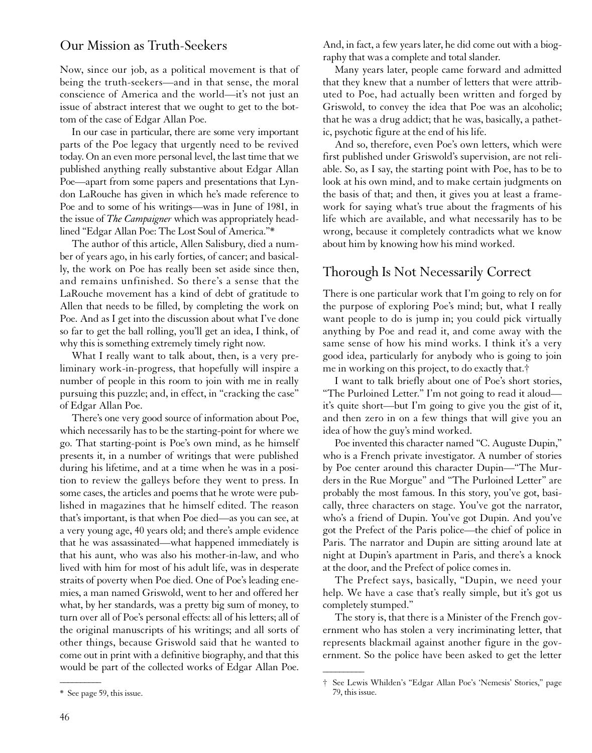## Our Mission as Truth-Seekers

Now, since our job, as a political movement is that of being the truth-seekers—and in that sense, the moral conscience of America and the world—it's not just an issue of abstract interest that we ought to get to the bottom of the case of Edgar Allan Poe.

In our case in particular, there are some very important parts of the Poe legacy that urgently need to be revived today. On an even more personal level, the last time that we published anything really substantive about Edgar Allan Poe—apart from some papers and presentations that Lyndon LaRouche has given in which he's made reference to Poe and to some of his writings—was in June of 1981, in the issue of *The Campaigner* which was appropriately headlined "Edgar Allan Poe: The Lost Soul of America."*

The author of this article, Allen Salisbury, died a number of years ago, in his early forties, of cancer; and basically, the work on Poe has really been set aside since then, and remains unfinished. So there's a sense that the LaRouche movement has a kind of debt of gratitude to Allen that needs to be filled, by completing the work on Poe. And as I get into the discussion about what I've done so far to get the ball rolling, you'll get an idea, I think, of why this is something extremely timely right now.

What I really want to talk about, then, is a very preliminary work-in-progress, that hopefully will inspire a number of people in this room to join with me in really pursuing this puzzle; and, in effect, in "cracking the case" of Edgar Allan Poe.

There's one very good source of information about Poe, which necessarily has to be the starting-point for where we go. That starting-point is Poe's own mind, as he himself presents it, in a number of writings that were published during his lifetime, and at a time when he was in a position to review the galleys before they went to press. In some cases, the articles and poems that he wrote were published in magazines that he himself edited. The reason that's important, is that when Poe died—as you can see, at a very young age, 40 years old; and there's ample evidence that he was assassinated—what happened immediately is that his aunt, who was also his mother-in-law, and who lived with him for most of his adult life, was in desperate straits of poverty when Poe died. One of Poe's leading enemies, a man named Griswold, went to her and offered her what, by her standards, was a pretty big sum of money, to turn over all of Poe's personal effects: all of his letters; all of the original manuscripts of his writings; and all sorts of other things, because Griswold said that he wanted to come out in print with a definitive biography, and that this would be part of the collected works of Edgar Allan Poe. And, in fact, a few years later, he did come out with a biography that was a complete and total slander.

Many years later, people came forward and admitted that they knew that a number of letters that were attributed to Poe, had actually been written and forged by Griswold, to convey the idea that Poe was an alcoholic; that he was a drug addict; that he was, basically, a pathetic, psychotic figure at the end of his life.

And so, therefore, even Poe's own letters, which were first published under Griswold's supervision, are not reliable. So, as I say, the starting point with Poe, has to be to look at his own mind, and to make certain judgments on the basis of that; and then, it gives you at least a framework for saying what's true about the fragments of his life which are available, and what necessarily has to be wrong, because it completely contradicts what we know about him by knowing how his mind worked.

## Thorough Is Not Necessarily Correct

There is one particular work that I'm going to rely on for the purpose of exploring Poe's mind; but, what I really want people to do is jump in; you could pick virtually anything by Poe and read it, and come away with the same sense of how his mind works. I think it's a very good idea, particularly for anybody who is going to join me in working on this project, to do exactly that.†

I want to talk briefly about one of Poe's short stories, "The Purloined Letter." I'm not going to read it aloud—it's quite short—but I'm going to give you the gist of it, and then zero in on a few things that will give you an idea of how the guy's mind worked.

Poe invented this character named "C. Auguste Dupin," who is a French private investigator. A number of stories by Poe center around this character Dupin—"The Murders in the Rue Morgue" and "The Purloined Letter" are probably the most famous. In this story, you've got, basically, three characters on stage. You've got the narrator, who's a friend of Dupin. You've got Dupin. And you've got the Prefect of the Paris police—the chief of police in Paris. The narrator and Dupin are sitting around late at night at Dupin's apartment in Paris, and there's a knock at the door, and the Prefect of police comes in.

The Prefect says, basically, "Dupin, we need your help. We have a case that's really simple, but it's got us completely stumped."

The story is, that there is a Minister of the French government who has stolen a very incriminating letter, that represents blackmail against another figure in the government. So the police have been asked to get the letter

---

\* See page 59, this issue.

† See Lewis Whilden's "Edgar Allan Poe's 'Nemesis' Stories," page 79, this issue.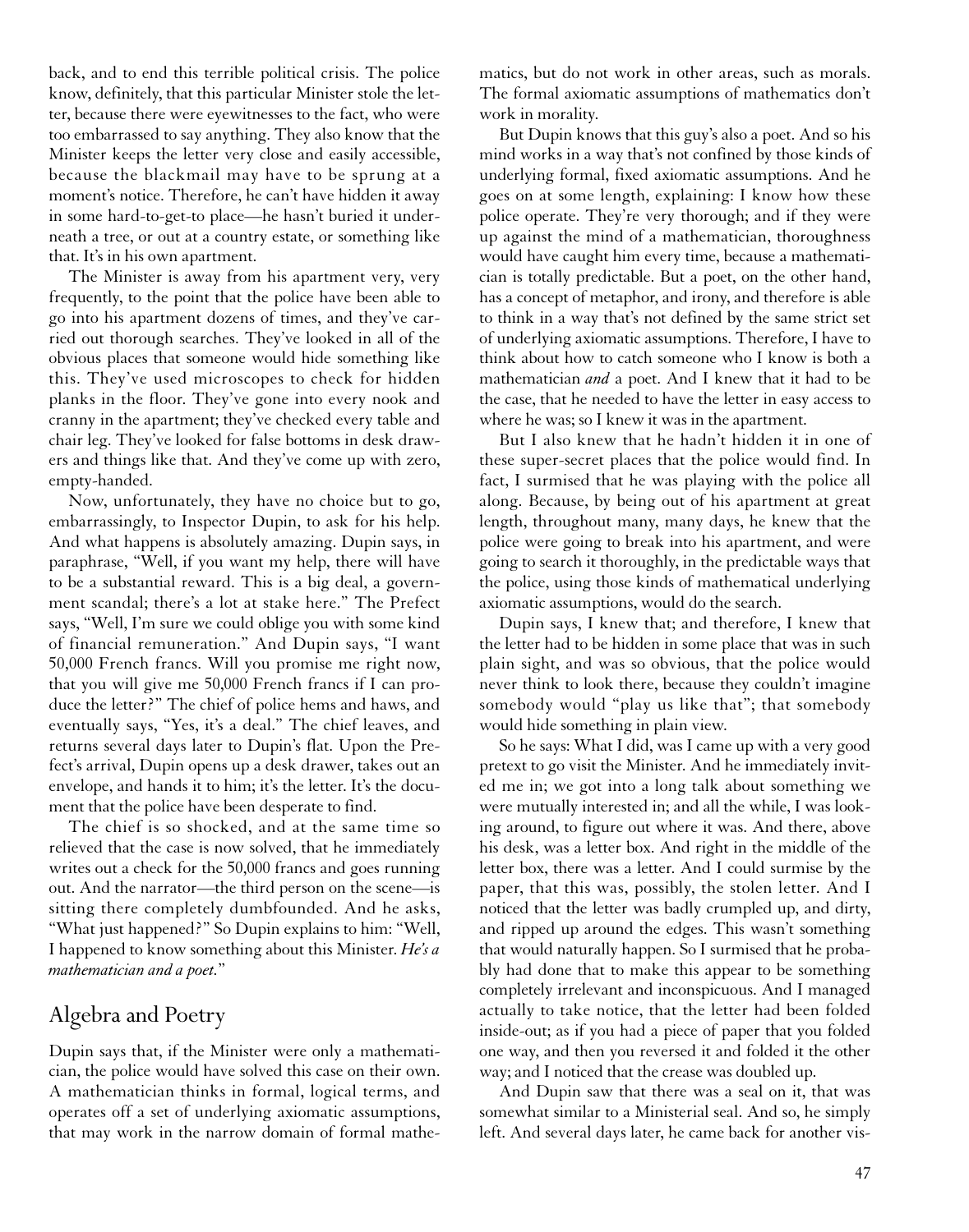back, and to end this terrible political crisis. The police know, definitely, that this particular Minister stole the letter, because there were eyewitnesses to the fact, who were too embarrassed to say anything. They also know that the Minister keeps the letter very close and easily accessible, because the blackmail may have to be sprung at a moment's notice. Therefore, he can't have hidden it away in some hard-to-get-to place—he hasn't buried it underneath a tree, or out at a country estate, or something like that. It's in his own apartment.

The Minister is away from his apartment very, very frequently, to the point that the police have been able to go into his apartment dozens of times, and they've carried out thorough searches. They've looked in all of the obvious places that someone would hide something like this. They've used microscopes to check for hidden planks in the floor. They've gone into every nook and cranny in the apartment; they've checked every table and chair leg. They've looked for false bottoms in desk drawers and things like that. And they've come up with zero, empty-handed.

Now, unfortunately, they have no choice but to go, embarrassingly, to Inspector Dupin, to ask for his help. And what happens is absolutely amazing. Dupin says, in paraphrase, "Well, if you want my help, there will have to be a substantial reward. This is a big deal, a government scandal; there's a lot at stake here." The Prefect says, "Well, I'm sure we could oblige you with some kind of financial remuneration." And Dupin says, "I want 50,000 French francs. Will you promise me right now, that you will give me 50,000 French francs if I can produce the letter?" The chief of police hems and haws, and eventually says, "Yes, it's a deal." The chief leaves, and returns several days later to Dupin's flat. Upon the Prefect's arrival, Dupin opens up a desk drawer, takes out an envelope, and hands it to him; it's the letter. It's the document that the police have been desperate to find.

The chief is so shocked, and at the same time so relieved that the case is now solved, that he immediately writes out a check for the 50,000 francs and goes running out. And the narrator—the third person on the scene—is sitting there completely dumbfounded. And he asks, "What just happened?" So Dupin explains to him: "Well, I happened to know something about this Minister. *He's a mathematician and a poet.*"

## Algebra and Poetry

Dupin says that, if the Minister were only a mathematician, the police would have solved this case on their own. A mathematician thinks in formal, logical terms, and operates off a set of underlying axiomatic assumptions, that may work in the narrow domain of formal mathematics, but do not work in other areas, such as morals. The formal axiomatic assumptions of mathematics don't work in morality.

But Dupin knows that this guy's also a poet. And so his mind works in a way that's not confined by those kinds of underlying formal, fixed axiomatic assumptions. And he goes on at some length, explaining: I know how these police operate. They're very thorough; and if they were up against the mind of a mathematician, thoroughness would have caught him every time, because a mathematician is totally predictable. But a poet, on the other hand, has a concept of metaphor, and irony, and therefore is able to think in a way that's not defined by the same strict set of underlying axiomatic assumptions. Therefore, I have to think about how to catch someone who I know is both a mathematician *and* a poet. And I knew that it had to be the case, that he needed to have the letter in easy access to where he was; so I knew it was in the apartment.

But I also knew that he hadn't hidden it in one of these super-secret places that the police would find. In fact, I surmised that he was playing with the police all along. Because, by being out of his apartment at great length, throughout many, many days, he knew that the police were going to break into his apartment, and were going to search it thoroughly, in the predictable ways that the police, using those kinds of mathematical underlying axiomatic assumptions, would do the search.

Dupin says, I knew that; and therefore, I knew that the letter had to be hidden in some place that was in such plain sight, and was so obvious, that the police would never think to look there, because they couldn't imagine somebody would "play us like that"; that somebody would hide something in plain view.

So he says: What I did, was I came up with a very good pretext to go visit the Minister. And he immediately invited me in; we got into a long talk about something we were mutually interested in; and all the while, I was looking around, to figure out where it was. And there, above his desk, was a letter box. And right in the middle of the letter box, there was a letter. And I could surmise by the paper, that this was, possibly, the stolen letter. And I noticed that the letter was badly crumpled up, and dirty, and ripped up around the edges. This wasn't something that would naturally happen. So I surmised that he probably had done that to make this appear to be something completely irrelevant and inconspicuous. And I managed actually to take notice, that the letter had been folded inside-out; as if you had a piece of paper that you folded one way, and then you reversed it and folded it the other way; and I noticed that the crease was doubled up.

And Dupin saw that there was a seal on it, that was somewhat similar to a Ministerial seal. And so, he simply left. And several days later, he came back for another vis-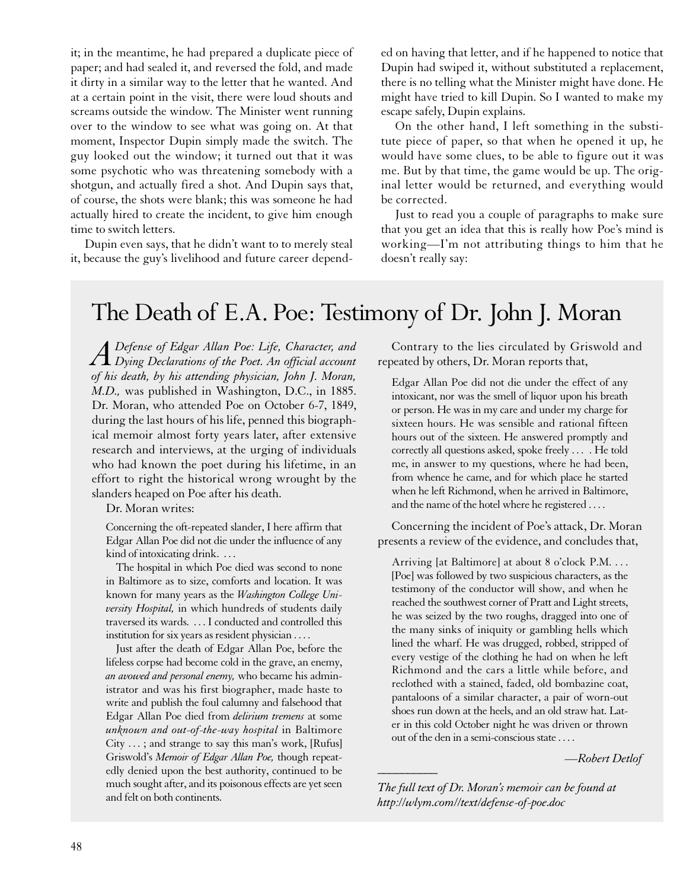it; in the meantime, he had prepared a duplicate piece of paper; and had sealed it, and reversed the fold, and made it dirty in a similar way to the letter that he wanted. And at a certain point in the visit, there were loud shouts and screams outside the window. The Minister went running over to the window to see what was going on. At that moment, Inspector Dupin simply made the switch. The guy looked out the window; it turned out that it was some psychotic who was threatening somebody with a shotgun, and actually fired a shot. And Dupin says that, of course, the shots were blank; this was someone he had actually hired to create the incident, to give him enough time to switch letters.

Dupin even says, that he didn't want to to merely steal it, because the guy's livelihood and future career depended on having that letter, and if he happened to notice that Dupin had swiped it, without substituted a replacement, there is no telling what the Minister might have done. He might have tried to kill Dupin. So I wanted to make my escape safely, Dupin explains.

On the other hand, I left something in the substitute piece of paper, so that when he opened it up, he would have some clues, to be able to figure out it was me. But by that time, the game would be up. The original letter would be returned, and everything would be corrected.

Just to read you a couple of paragraphs to make sure that you get an idea that this is really how Poe's mind is working—I'm not attributing things to him that he doesn't really say:

## The Death of E.A. Poe: Testimony of Dr. John J. Moran

*A Defense of Edgar Allan Poe: Life, Character, and Dying Declarations of the Poet. An official account of his death, by his attending physician, John J. Moran, M.D.,* was published in Washington, D.C., in 1885. Dr. Moran, who attended Poe on October 6-7, 1849, during the last hours of his life, penned this biographical memoir almost forty years later, after extensive research and interviews, at the urging of individuals who had known the poet during his lifetime, in an effort to right the historical wrong wrought by the slanders heaped on Poe after his death.

Dr. Moran writes:

> Concerning the oft-repeated slander, I here affirm that Edgar Allan Poe did not die under the influence of any kind of intoxicating drink. . . .
>
> The hospital in which Poe died was second to none in Baltimore as to size, comforts and location. It was known for many years as the *Washington College University Hospital,* in which hundreds of students daily traversed its wards. . . . I conducted and controlled this institution for six years as resident physician . . . .
>
> Just after the death of Edgar Allan Poe, before the lifeless corpse had become cold in the grave, an enemy, *an avowed and personal enemy,* who became his administrator and was his first biographer, made haste to write and publish the foul calumny and falsehood that Edgar Allan Poe died from *delirium tremens* at some *unknown and out-of-the-way hospital* in Baltimore City . . . ; and strange to say this man's work, [Rufus] Griswold's *Memoir of Edgar Allan Poe,* though repeatedly denied upon the best authority, continued to be much sought after, and its poisonous effects are yet seen and felt on both continents.

Contrary to the lies circulated by Griswold and repeated by others, Dr. Moran reports that,

> Edgar Allan Poe did not die under the effect of any intoxicant, nor was the smell of liquor upon his breath or person. He was in my care and under my charge for sixteen hours. He was sensible and rational fifteen hours out of the sixteen. He answered promptly and correctly all questions asked, spoke freely . . . . He told me, in answer to my questions, where he had been, from whence he came, and for which place he started when he left Richmond, when he arrived in Baltimore, and the name of the hotel where he registered . . . .

Concerning the incident of Poe's attack, Dr. Moran presents a review of the evidence, and concludes that,

> Arriving [at Baltimore] at about 8 o'clock P.M. . . . [Poe] was followed by two suspicious characters, as the testimony of the conductor will show, and when he reached the southwest corner of Pratt and Light streets, he was seized by the two roughs, dragged into one of the many sinks of iniquity or gambling hells which lined the wharf. He was drugged, robbed, stripped of every vestige of the clothing he had on when he left Richmond and the cars a little while before, and reclothed with a stained, faded, old bombazine coat, pantaloons of a similar character, a pair of worn-out shoes run down at the heels, and an old straw hat. Later in this cold October night he was driven or thrown out of the den in a semi-conscious state . . . .

*—Robert Detlof*

---

*The full text of Dr. Moran's memoir can be found at http://wlym.com//text/defense-of-poe.doc*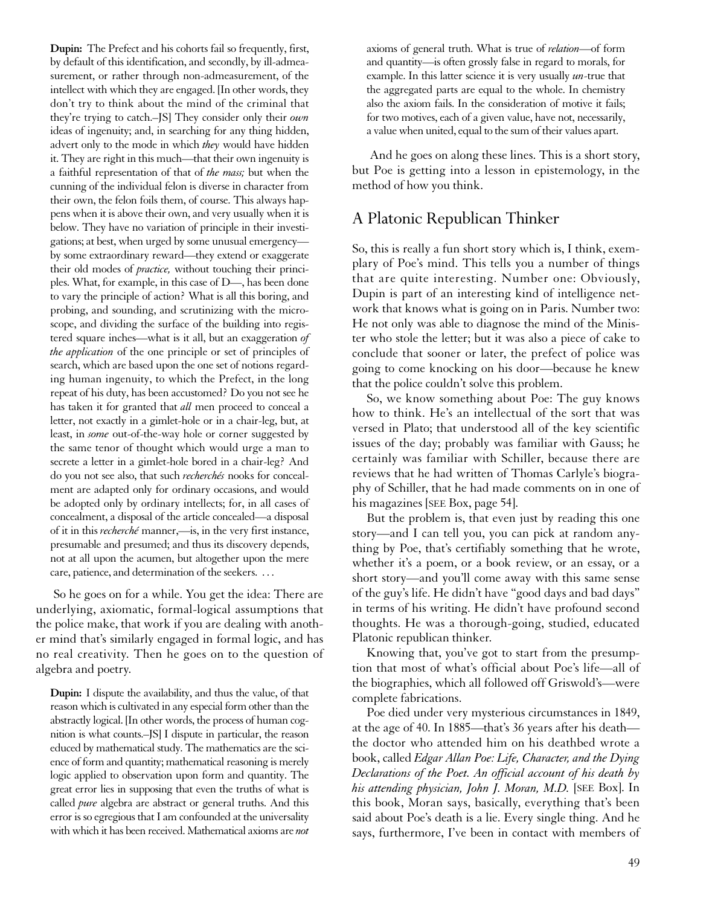**Dupin:** The Prefect and his cohorts fail so frequently, first, by default of this identification, and secondly, by ill-admeasurement, or rather through non-admeasurement, of the intellect with which they are engaged. [In other words, they don't try to think about the mind of the criminal that they're trying to catch.–JS] They consider only their *own* ideas of ingenuity; and, in searching for any thing hidden, advert only to the mode in which *they* would have hidden it. They are right in this much—that their own ingenuity is a faithful representation of that of *the mass;* but when the cunning of the individual felon is diverse in character from their own, the felon foils them, of course. This always happens when it is above their own, and very usually when it is below. They have no variation of principle in their investigations; at best, when urged by some unusual emergency—by some extraordinary reward—they extend or exaggerate their old modes of *practice,* without touching their principles. What, for example, in this case of D—, has been done to vary the principle of action? What is all this boring, and probing, and sounding, and scrutinizing with the microscope, and dividing the surface of the building into registered square inches—what is it all, but an exaggeration *of the application* of the one principle or set of principles of search, which are based upon the one set of notions regarding human ingenuity, to which the Prefect, in the long repeat of his duty, has been accustomed? Do you not see he has taken it for granted that *all* men proceed to conceal a letter, not exactly in a gimlet-hole or in a chair-leg, but, at least, in *some* out-of-the-way hole or corner suggested by the same tenor of thought which would urge a man to secrete a letter in a gimlet-hole bored in a chair-leg? And do you not see also, that such *recherchés* nooks for concealment are adapted only for ordinary occasions, and would be adopted only by ordinary intellects; for, in all cases of concealment, a disposal of the article concealed—a disposal of it in this *recherché* manner,—is, in the very first instance, presumable and presumed; and thus its discovery depends, not at all upon the acumen, but altogether upon the mere care, patience, and determination of the seekers. ...

So he goes on for a while. You get the idea: There are underlying, axiomatic, formal-logical assumptions that the police make, that work if you are dealing with another mind that's similarly engaged in formal logic, and has no real creativity. Then he goes on to the question of algebra and poetry.

**Dupin:** I dispute the availability, and thus the value, of that reason which is cultivated in any especial form other than the abstractly logical. [In other words, the process of human cognition is what counts.–JS] I dispute in particular, the reason educed by mathematical study. The mathematics are the science of form and quantity; mathematical reasoning is merely logic applied to observation upon form and quantity. The great error lies in supposing that even the truths of what is called *pure* algebra are abstract or general truths. And this error is so egregious that I am confounded at the universality with which it has been received. Mathematical axioms are *not* axioms of general truth. What is true of *relation*—of form and quantity—is often grossly false in regard to morals, for example. In this latter science it is very usually *un*-true that the aggregated parts are equal to the whole. In chemistry also the axiom fails. In the consideration of motive it fails; for two motives, each of a given value, have not, necessarily, a value when united, equal to the sum of their values apart.

And he goes on along these lines. This is a short story, but Poe is getting into a lesson in epistemology, in the method of how you think.

## A Platonic Republican Thinker

So, this is really a fun short story which is, I think, exemplary of Poe's mind. This tells you a number of things that are quite interesting. Number one: Obviously, Dupin is part of an interesting kind of intelligence network that knows what is going on in Paris. Number two: He not only was able to diagnose the mind of the Minister who stole the letter; but it was also a piece of cake to conclude that sooner or later, the prefect of police was going to come knocking on his door—because he knew that the police couldn't solve this problem.

So, we know something about Poe: The guy knows how to think. He's an intellectual of the sort that was versed in Plato; that understood all of the key scientific issues of the day; probably was familiar with Gauss; he certainly was familiar with Schiller, because there are reviews that he had written of Thomas Carlyle's biography of Schiller, that he had made comments on in one of his magazines [SEE Box, page 54].

But the problem is, that even just by reading this one story—and I can tell you, you can pick at random anything by Poe, that's certifiably something that he wrote, whether it's a poem, or a book review, or an essay, or a short story—and you'll come away with this same sense of the guy's life. He didn't have "good days and bad days" in terms of his writing. He didn't have profound second thoughts. He was a thorough-going, studied, educated Platonic republican thinker.

Knowing that, you've got to start from the presumption that most of what's official about Poe's life—all of the biographies, which all followed off Griswold's—were complete fabrications.

Poe died under very mysterious circumstances in 1849, at the age of 40. In 1885—that's 36 years after his death—the doctor who attended him on his deathbed wrote a book, called *Edgar Allan Poe: Life, Character, and the Dying Declarations of the Poet. An official account of his death by his attending physician, John J. Moran, M.D.* [SEE Box]. In this book, Moran says, basically, everything that's been said about Poe's death is a lie. Every single thing. And he says, furthermore, I've been in contact with members of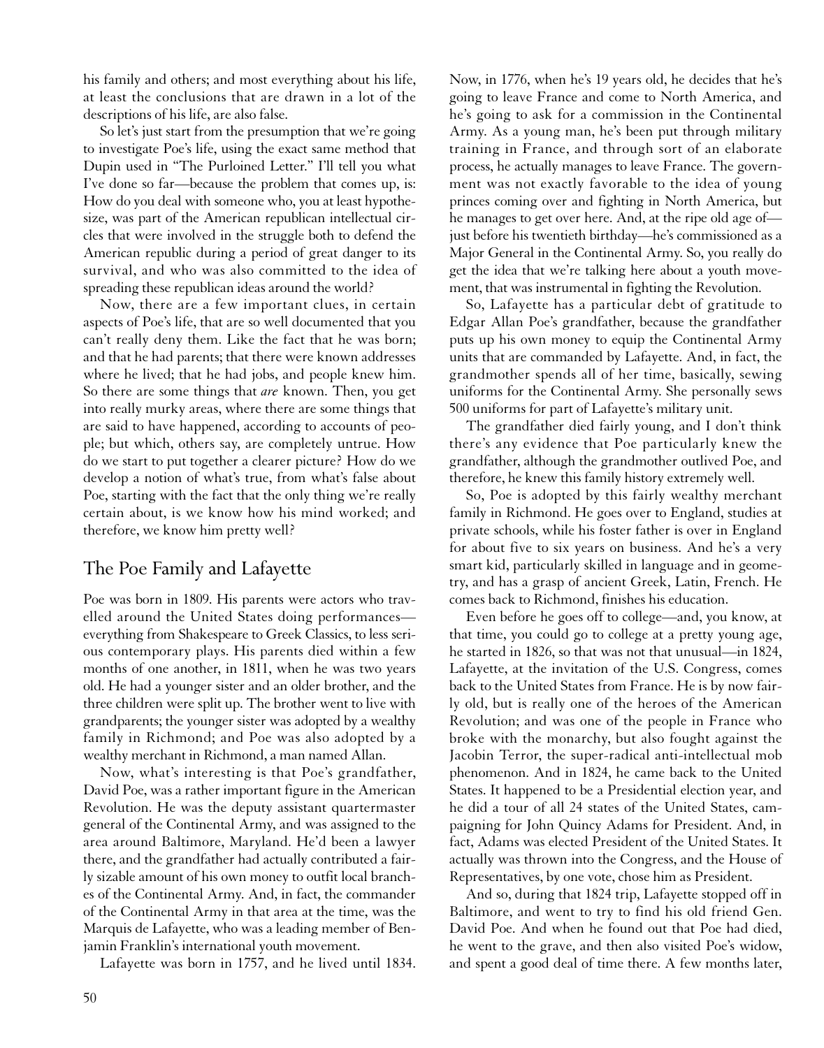his family and others; and most everything about his life, at least the conclusions that are drawn in a lot of the descriptions of his life, are also false.

So let's just start from the presumption that we're going to investigate Poe's life, using the exact same method that Dupin used in "The Purloined Letter." I'll tell you what I've done so far—because the problem that comes up, is: How do you deal with someone who, you at least hypothesize, was part of the American republican intellectual circles that were involved in the struggle both to defend the American republic during a period of great danger to its survival, and who was also committed to the idea of spreading these republican ideas around the world?

Now, there are a few important clues, in certain aspects of Poe's life, that are so well documented that you can't really deny them. Like the fact that he was born; and that he had parents; that there were known addresses where he lived; that he had jobs, and people knew him. So there are some things that *are* known. Then, you get into really murky areas, where there are some things that are said to have happened, according to accounts of people; but which, others say, are completely untrue. How do we start to put together a clearer picture? How do we develop a notion of what's true, from what's false about Poe, starting with the fact that the only thing we're really certain about, is we know how his mind worked; and therefore, we know him pretty well?

## The Poe Family and Lafayette

Poe was born in 1809. His parents were actors who travelled around the United States doing performances—everything from Shakespeare to Greek Classics, to less serious contemporary plays. His parents died within a few months of one another, in 1811, when he was two years old. He had a younger sister and an older brother, and the three children were split up. The brother went to live with grandparents; the younger sister was adopted by a wealthy family in Richmond; and Poe was also adopted by a wealthy merchant in Richmond, a man named Allan.

Now, what's interesting is that Poe's grandfather, David Poe, was a rather important figure in the American Revolution. He was the deputy assistant quartermaster general of the Continental Army, and was assigned to the area around Baltimore, Maryland. He'd been a lawyer there, and the grandfather had actually contributed a fairly sizable amount of his own money to outfit local branches of the Continental Army. And, in fact, the commander of the Continental Army in that area at the time, was the Marquis de Lafayette, who was a leading member of Benjamin Franklin's international youth movement.

Lafayette was born in 1757, and he lived until 1834. Now, in 1776, when he's 19 years old, he decides that he's going to leave France and come to North America, and he's going to ask for a commission in the Continental Army. As a young man, he's been put through military training in France, and through sort of an elaborate process, he actually manages to leave France. The government was not exactly favorable to the idea of young princes coming over and fighting in North America, but he manages to get over here. And, at the ripe old age of—just before his twentieth birthday—he's commissioned as a Major General in the Continental Army. So, you really do get the idea that we're talking here about a youth movement, that was instrumental in fighting the Revolution.

So, Lafayette has a particular debt of gratitude to Edgar Allan Poe's grandfather, because the grandfather puts up his own money to equip the Continental Army units that are commanded by Lafayette. And, in fact, the grandmother spends all of her time, basically, sewing uniforms for the Continental Army. She personally sews 500 uniforms for part of Lafayette's military unit.

The grandfather died fairly young, and I don't think there's any evidence that Poe particularly knew the grandfather, although the grandmother outlived Poe, and therefore, he knew this family history extremely well.

So, Poe is adopted by this fairly wealthy merchant family in Richmond. He goes over to England, studies at private schools, while his foster father is over in England for about five to six years on business. And he's a very smart kid, particularly skilled in language and in geometry, and has a grasp of ancient Greek, Latin, French. He comes back to Richmond, finishes his education.

Even before he goes off to college—and, you know, at that time, you could go to college at a pretty young age, he started in 1826, so that was not that unusual—in 1824, Lafayette, at the invitation of the U.S. Congress, comes back to the United States from France. He is by now fairly old, but is really one of the heroes of the American Revolution; and was one of the people in France who broke with the monarchy, but also fought against the Jacobin Terror, the super-radical anti-intellectual mob phenomenon. And in 1824, he came back to the United States. It happened to be a Presidential election year, and he did a tour of all 24 states of the United States, campaigning for John Quincy Adams for President. And, in fact, Adams was elected President of the United States. It actually was thrown into the Congress, and the House of Representatives, by one vote, chose him as President.

And so, during that 1824 trip, Lafayette stopped off in Baltimore, and went to try to find his old friend Gen. David Poe. And when he found out that Poe had died, he went to the grave, and then also visited Poe's widow, and spent a good deal of time there. A few months later,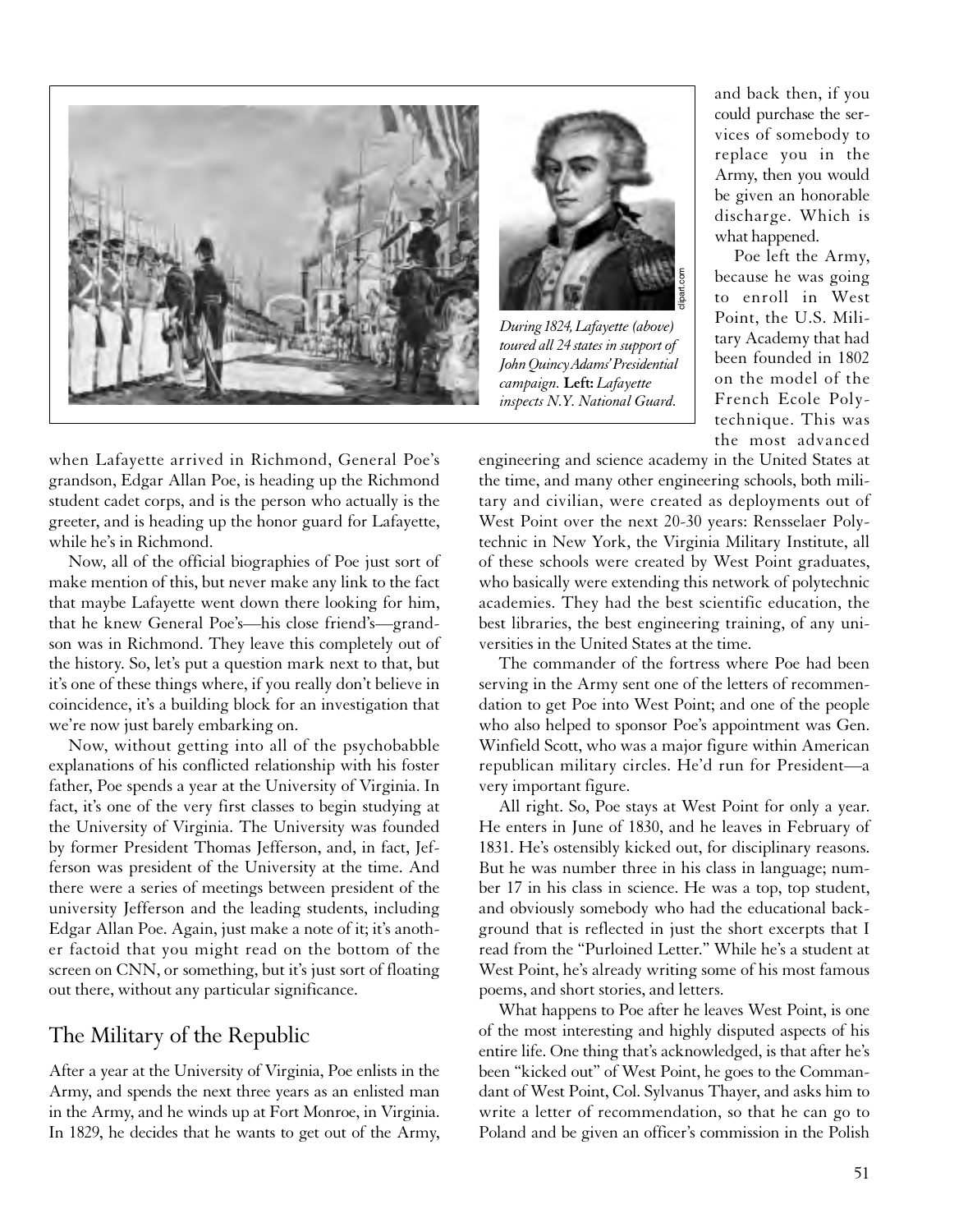*During 1824, Lafayette (above) toured all 24 states in support of John Quincy Adams' Presidential campaign.* **Left:** *Lafayette inspects N.Y. National Guard.*

when Lafayette arrived in Richmond, General Poe's grandson, Edgar Allan Poe, is heading up the Richmond student cadet corps, and is the person who actually is the greeter, and is heading up the honor guard for Lafayette, while he's in Richmond.

Now, all of the official biographies of Poe just sort of make mention of this, but never make any link to the fact that maybe Lafayette went down there looking for him, that he knew General Poe's—his close friend's—grandson was in Richmond. They leave this completely out of the history. So, let's put a question mark next to that, but it's one of these things where, if you really don't believe in coincidence, it's a building block for an investigation that we're now just barely embarking on.

Now, without getting into all of the psychobabble explanations of his conflicted relationship with his foster father, Poe spends a year at the University of Virginia. In fact, it's one of the very first classes to begin studying at the University of Virginia. The University was founded by former President Thomas Jefferson, and, in fact, Jefferson was president of the University at the time. And there were a series of meetings between president of the university Jefferson and the leading students, including Edgar Allan Poe. Again, just make a note of it; it's another factoid that you might read on the bottom of the screen on CNN, or something, but it's just sort of floating out there, without any particular significance.

## The Military of the Republic

After a year at the University of Virginia, Poe enlists in the Army, and spends the next three years as an enlisted man in the Army, and he winds up at Fort Monroe, in Virginia. In 1829, he decides that he wants to get out of the Army, and back then, if you could purchase the services of somebody to replace you in the Army, then you would be given an honorable discharge. Which is what happened.

Poe left the Army, because he was going to enroll in West Point, the U.S. Military Academy that had been founded in 1802 on the model of the French Ecole Polytechnique. This was the most advanced engineering and science academy in the United States at the time, and many other engineering schools, both military and civilian, were created as deployments out of West Point over the next 20-30 years: Rensselaer Polytechnic in New York, the Virginia Military Institute, all of these schools were created by West Point graduates, who basically were extending this network of polytechnic academies. They had the best scientific education, the best libraries, the best engineering training, of any universities in the United States at the time.

The commander of the fortress where Poe had been serving in the Army sent one of the letters of recommendation to get Poe into West Point; and one of the people who also helped to sponsor Poe's appointment was Gen. Winfield Scott, who was a major figure within American republican military circles. He'd run for President—a very important figure.

All right. So, Poe stays at West Point for only a year. He enters in June of 1830, and he leaves in February of 1831. He's ostensibly kicked out, for disciplinary reasons. But he was number three in his class in language; number 17 in his class in science. He was a top, top student, and obviously somebody who had the educational background that is reflected in just the short excerpts that I read from the "Purloined Letter." While he's a student at West Point, he's already writing some of his most famous poems, and short stories, and letters.

What happens to Poe after he leaves West Point, is one of the most interesting and highly disputed aspects of his entire life. One thing that's acknowledged, is that after he's been "kicked out" of West Point, he goes to the Commandant of West Point, Col. Sylvanus Thayer, and asks him to write a letter of recommendation, so that he can go to Poland and be given an officer's commission in the Polish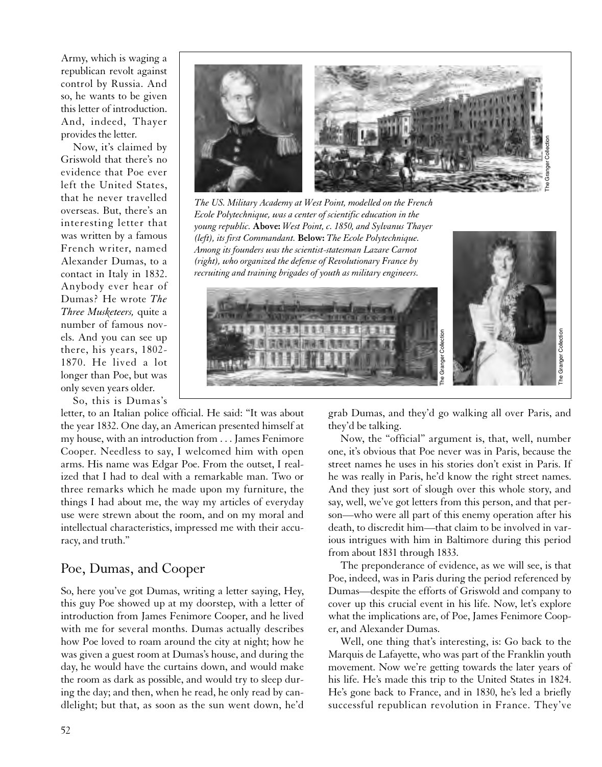Army, which is waging a republican revolt against control by Russia. And so, he wants to be given this letter of introduction. And, indeed, Thayer provides the letter.

Now, it's claimed by Griswold that there's no evidence that Poe ever left the United States, that he never travelled overseas. But, there's an interesting letter that was written by a famous French writer, named Alexander Dumas, to a contact in Italy in 1832. Anybody ever hear of Dumas? He wrote *The Three Musketeers,* quite a number of famous novels. And you can see up there, his years, 1802-1870. He lived a lot longer than Poe, but was only seven years older.

So, this is Dumas's letter, to an Italian police official. He said: "It was about the year 1832. One day, an American presented himself at my house, with an introduction from . . . James Fenimore Cooper. Needless to say, I welcomed him with open arms. His name was Edgar Poe. From the outset, I realized that I had to deal with a remarkable man. Two or three remarks which he made upon my furniture, the things I had about me, the way my articles of everyday use were strewn about the room, and on my moral and intellectual characteristics, impressed me with their accuracy, and truth."

*The US. Military Academy at West Point, modelled on the French Ecole Polytechnique, was a center of scientific education in the young republic.* **Above:** *West Point, c. 1850, and Sylvanus Thayer (left), its first Commandant.* **Below:** *The Ecole Polytechnique. Among its founders was the scientist-statesman Lazare Carnot (right), who organized the defense of Revolutionary France by recruiting and training brigades of youth as military engineers.*

## Poe, Dumas, and Cooper

So, here you've got Dumas, writing a letter saying, Hey, this guy Poe showed up at my doorstep, with a letter of introduction from James Fenimore Cooper, and he lived with me for several months. Dumas actually describes how Poe loved to roam around the city at night; how he was given a guest room at Dumas's house, and during the day, he would have the curtains down, and would make the room as dark as possible, and would try to sleep during the day; and then, when he read, he only read by candlelight; but that, as soon as the sun went down, he'd grab Dumas, and they'd go walking all over Paris, and they'd be talking.

Now, the "official" argument is, that, well, number one, it's obvious that Poe never was in Paris, because the street names he uses in his stories don't exist in Paris. If he was really in Paris, he'd know the right street names. And they just sort of slough over this whole story, and say, well, we've got letters from this person, and that person—who were all part of this enemy operation after his death, to discredit him—that claim to be involved in various intrigues with him in Baltimore during this period from about 1831 through 1833.

The preponderance of evidence, as we will see, is that Poe, indeed, was in Paris during the period referenced by Dumas—despite the efforts of Griswold and company to cover up this crucial event in his life. Now, let's explore what the implications are, of Poe, James Fenimore Cooper, and Alexander Dumas.

Well, one thing that's interesting, is: Go back to the Marquis de Lafayette, who was part of the Franklin youth movement. Now we're getting towards the later years of his life. He's made this trip to the United States in 1824. He's gone back to France, and in 1830, he's led a briefly successful republican revolution in France. They've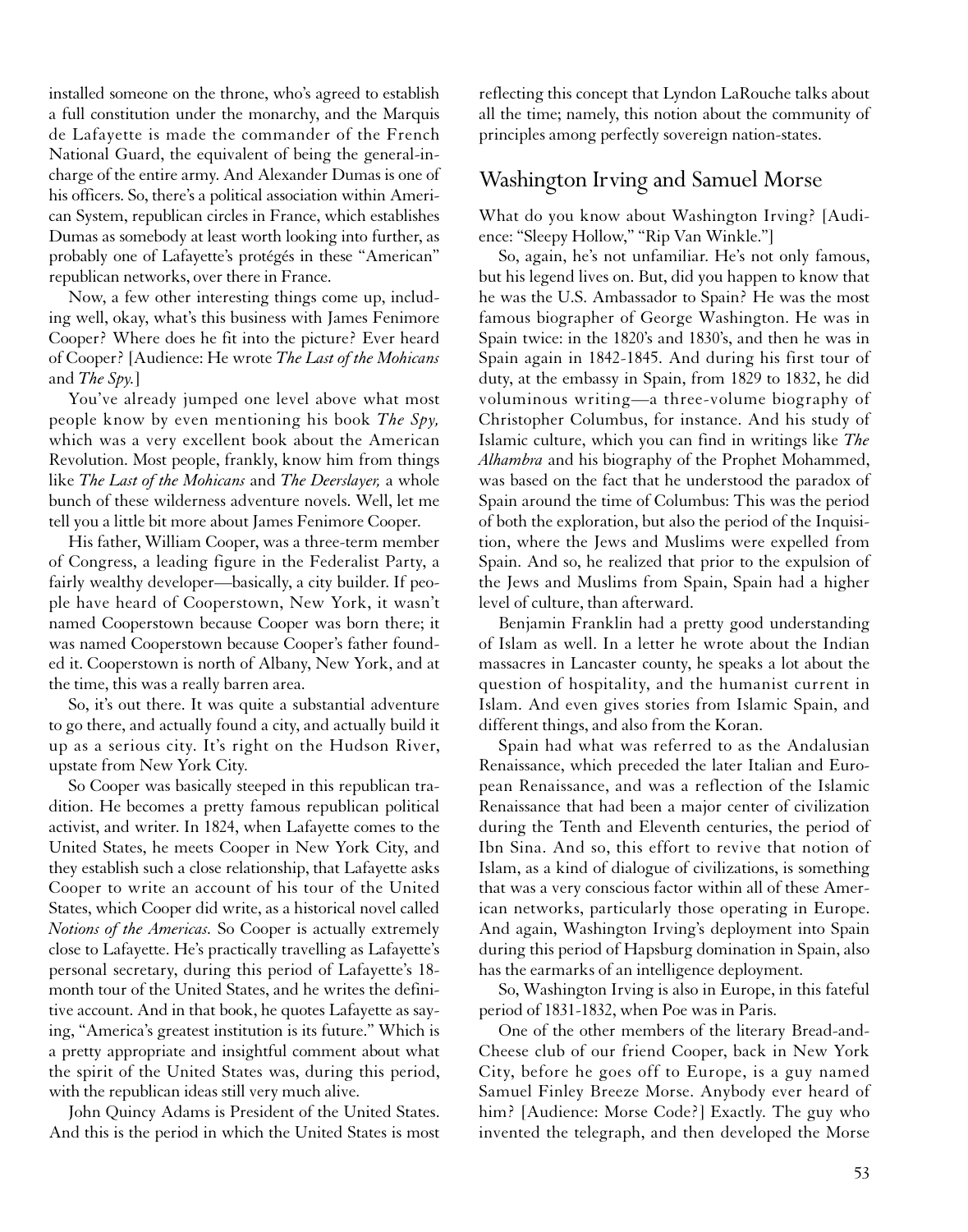installed someone on the throne, who's agreed to establish a full constitution under the monarchy, and the Marquis de Lafayette is made the commander of the French National Guard, the equivalent of being the general-in-charge of the entire army. And Alexander Dumas is one of his officers. So, there's a political association within American System, republican circles in France, which establishes Dumas as somebody at least worth looking into further, as probably one of Lafayette's protégés in these "American" republican networks, over there in France.

Now, a few other interesting things come up, including well, okay, what's this business with James Fenimore Cooper? Where does he fit into the picture? Ever heard of Cooper? [Audience: He wrote *The Last of the Mohicans* and *The Spy.*]

You've already jumped one level above what most people know by even mentioning his book *The Spy,* which was a very excellent book about the American Revolution. Most people, frankly, know him from things like *The Last of the Mohicans* and *The Deerslayer,* a whole bunch of these wilderness adventure novels. Well, let me tell you a little bit more about James Fenimore Cooper.

His father, William Cooper, was a three-term member of Congress, a leading figure in the Federalist Party, a fairly wealthy developer—basically, a city builder. If people have heard of Cooperstown, New York, it wasn't named Cooperstown because Cooper was born there; it was named Cooperstown because Cooper's father founded it. Cooperstown is north of Albany, New York, and at the time, this was a really barren area.

So, it's out there. It was quite a substantial adventure to go there, and actually found a city, and actually build it up as a serious city. It's right on the Hudson River, upstate from New York City.

So Cooper was basically steeped in this republican tradition. He becomes a pretty famous republican political activist, and writer. In 1824, when Lafayette comes to the United States, he meets Cooper in New York City, and they establish such a close relationship, that Lafayette asks Cooper to write an account of his tour of the United States, which Cooper did write, as a historical novel called *Notions of the Americas.* So Cooper is actually extremely close to Lafayette. He's practically travelling as Lafayette's personal secretary, during this period of Lafayette's 18-month tour of the United States, and he writes the definitive account. And in that book, he quotes Lafayette as saying, "America's greatest institution is its future." Which is a pretty appropriate and insightful comment about what the spirit of the United States was, during this period, with the republican ideas still very much alive.

John Quincy Adams is President of the United States. And this is the period in which the United States is most reflecting this concept that Lyndon LaRouche talks about all the time; namely, this notion about the community of principles among perfectly sovereign nation-states.

## Washington Irving and Samuel Morse

What do you know about Washington Irving? [Audience: "Sleepy Hollow," "Rip Van Winkle."]

So, again, he's not unfamiliar. He's not only famous, but his legend lives on. But, did you happen to know that he was the U.S. Ambassador to Spain? He was the most famous biographer of George Washington. He was in Spain twice: in the 1820's and 1830's, and then he was in Spain again in 1842-1845. And during his first tour of duty, at the embassy in Spain, from 1829 to 1832, he did voluminous writing—a three-volume biography of Christopher Columbus, for instance. And his study of Islamic culture, which you can find in writings like *The Alhambra* and his biography of the Prophet Mohammed, was based on the fact that he understood the paradox of Spain around the time of Columbus: This was the period of both the exploration, but also the period of the Inquisition, where the Jews and Muslims were expelled from Spain. And so, he realized that prior to the expulsion of the Jews and Muslims from Spain, Spain had a higher level of culture, than afterward.

Benjamin Franklin had a pretty good understanding of Islam as well. In a letter he wrote about the Indian massacres in Lancaster county, he speaks a lot about the question of hospitality, and the humanist current in Islam. And even gives stories from Islamic Spain, and different things, and also from the Koran.

Spain had what was referred to as the Andalusian Renaissance, which preceded the later Italian and European Renaissance, and was a reflection of the Islamic Renaissance that had been a major center of civilization during the Tenth and Eleventh centuries, the period of Ibn Sina. And so, this effort to revive that notion of Islam, as a kind of dialogue of civilizations, is something that was a very conscious factor within all of these American networks, particularly those operating in Europe. And again, Washington Irving's deployment into Spain during this period of Hapsburg domination in Spain, also has the earmarks of an intelligence deployment.

So, Washington Irving is also in Europe, in this fateful period of 1831-1832, when Poe was in Paris.

One of the other members of the literary Bread-and-Cheese club of our friend Cooper, back in New York City, before he goes off to Europe, is a guy named Samuel Finley Breeze Morse. Anybody ever heard of him? [Audience: Morse Code?] Exactly. The guy who invented the telegraph, and then developed the Morse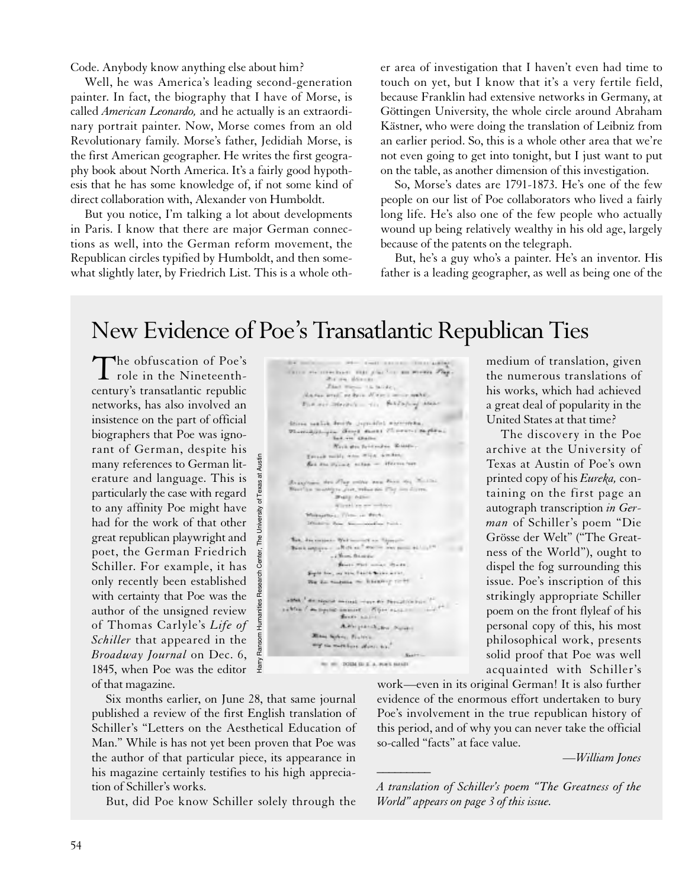Code. Anybody know anything else about him?

Well, he was America's leading second-generation painter. In fact, the biography that I have of Morse, is called *American Leonardo,* and he actually is an extraordinary portrait painter. Now, Morse comes from an old Revolutionary family. Morse's father, Jedidiah Morse, is the first American geographer. He writes the first geography book about North America. It's a fairly good hypothesis that he has some knowledge of, if not some kind of direct collaboration with, Alexander von Humboldt.

But you notice, I'm talking a lot about developments in Paris. I know that there are major German connections as well, into the German reform movement, the Republican circles typified by Humboldt, and then somewhat slightly later, by Friedrich List. This is a whole other area of investigation that I haven't even had time to touch on yet, but I know that it's a very fertile field, because Franklin had extensive networks in Germany, at Göttingen University, the whole circle around Abraham Kästner, who were doing the translation of Leibniz from an earlier period. So, this is a whole other area that we're not even going to get into tonight, but I just want to put on the table, as another dimension of this investigation.

So, Morse's dates are 1791-1873. He's one of the few people on our list of Poe collaborators who lived a fairly long life. He's also one of the few people who actually wound up being relatively wealthy in his old age, largely because of the patents on the telegraph.

But, he's a guy who's a painter. He's an inventor. His father is a leading geographer, as well as being one of the

## New Evidence of Poe's Transatlantic Republican Ties

The obfuscation of Poe's role in the Nineteenth-century's transatlantic republic networks, has also involved an insistence on the part of official biographers that Poe was ignorant of German, despite his many references to German literature and language. This is particularly the case with regard to any affinity Poe might have had for the work of that other great republican playwright and poet, the German Friedrich Schiller. For example, it has only recently been established with certainty that Poe was the author of the unsigned review of Thomas Carlyle's *Life of Schiller* that appeared in the *Broadway Journal* on Dec. 6, 1845, when Poe was the editor of that magazine.

Harry Ransom Humanities Research Center, The University of Texas at Austin

Six months earlier, on June 28, that same journal published a review of the first English translation of Schiller's "Letters on the Aesthetical Education of Man." While is has not yet been proven that Poe was the author of that particular piece, its appearance in his magazine certainly testifies to his high appreciation of Schiller's works.

But, did Poe know Schiller solely through the medium of translation, given the numerous translations of his works, which had achieved a great deal of popularity in the United States at that time?

The discovery in the Poe archive at the University of Texas at Austin of Poe's own printed copy of his *Eureka,* containing on the first page an autograph transcription *in German* of Schiller's poem "Die Grösse der Welt" ("The Greatness of the World"), ought to dispel the fog surrounding this issue. Poe's inscription of this strikingly appropriate Schiller poem on the front flyleaf of his personal copy of this, his most philosophical work, presents solid proof that Poe was well acquainted with Schiller's work—even in its original German! It is also further evidence of the enormous effort undertaken to bury Poe's involvement in the true republican history of this period, and of why you can never take the official so-called "facts" at face value.

—*William Jones*

---

*A translation of Schiller's poem "The Greatness of the World" appears on page 3 of this issue.*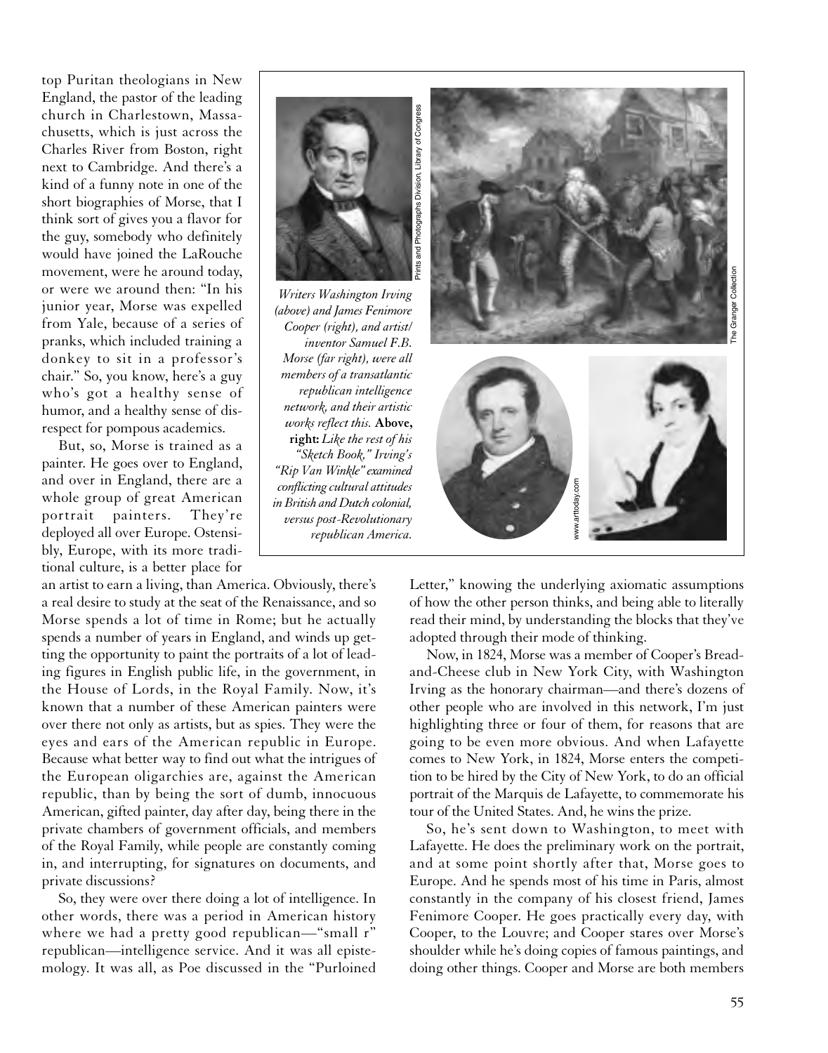top Puritan theologians in New England, the pastor of the leading church in Charlestown, Massachusetts, which is just across the Charles River from Boston, right next to Cambridge. And there's a kind of a funny note in one of the short biographies of Morse, that I think sort of gives you a flavor for the guy, somebody who definitely would have joined the LaRouche movement, were he around today, or were we around then: "In his junior year, Morse was expelled from Yale, because of a series of pranks, which included training a donkey to sit in a professor's chair." So, you know, here's a guy who's got a healthy sense of humor, and a healthy sense of disrespect for pompous academics.

But, so, Morse is trained as a painter. He goes over to England, and over in England, there are a whole group of great American portrait painters. They're deployed all over Europe. Ostensibly, Europe, with its more traditional culture, is a better place for an artist to earn a living, than America. Obviously, there's a real desire to study at the seat of the Renaissance, and so Morse spends a lot of time in Rome; but he actually spends a number of years in England, and winds up getting the opportunity to paint the portraits of a lot of leading figures in English public life, in the government, in the House of Lords, in the Royal Family. Now, it's known that a number of these American painters were over there not only as artists, but as spies. They were the eyes and ears of the American republic in Europe. Because what better way to find out what the intrigues of the European oligarchies are, against the American republic, than by being the sort of dumb, innocuous American, gifted painter, day after day, being there in the private chambers of government officials, and members of the Royal Family, while people are constantly coming in, and interrupting, for signatures on documents, and private discussions?

So, they were over there doing a lot of intelligence. In other words, there was a period in American history where we had a pretty good republican—"small r" republican—intelligence service. And it was all epistemology. It was all, as Poe discussed in the "Purloined Letter," knowing the underlying axiomatic assumptions of how the other person thinks, and being able to literally read their mind, by understanding the blocks that they've adopted through their mode of thinking.

*Writers Washington Irving (above) and James Fenimore Cooper (right), and artist/inventor Samuel F.B. Morse (far right), were all members of a transatlantic republican intelligence network, and their artistic works reflect this.* **Above, right:** *Like the rest of his "Sketch Book," Irving's "Rip Van Winkle" examined conflicting cultural attitudes in British and Dutch colonial, versus post-Revolutionary republican America.*

Now, in 1824, Morse was a member of Cooper's Bread-and-Cheese club in New York City, with Washington Irving as the honorary chairman—and there's dozens of other people who are involved in this network, I'm just highlighting three or four of them, for reasons that are going to be even more obvious. And when Lafayette comes to New York, in 1824, Morse enters the competition to be hired by the City of New York, to do an official portrait of the Marquis de Lafayette, to commemorate his tour of the United States. And, he wins the prize.

So, he's sent down to Washington, to meet with Lafayette. He does the preliminary work on the portrait, and at some point shortly after that, Morse goes to Europe. And he spends most of his time in Paris, almost constantly in the company of his closest friend, James Fenimore Cooper. He goes practically every day, with Cooper, to the Louvre; and Cooper stares over Morse's shoulder while he's doing copies of famous paintings, and doing other things. Cooper and Morse are both members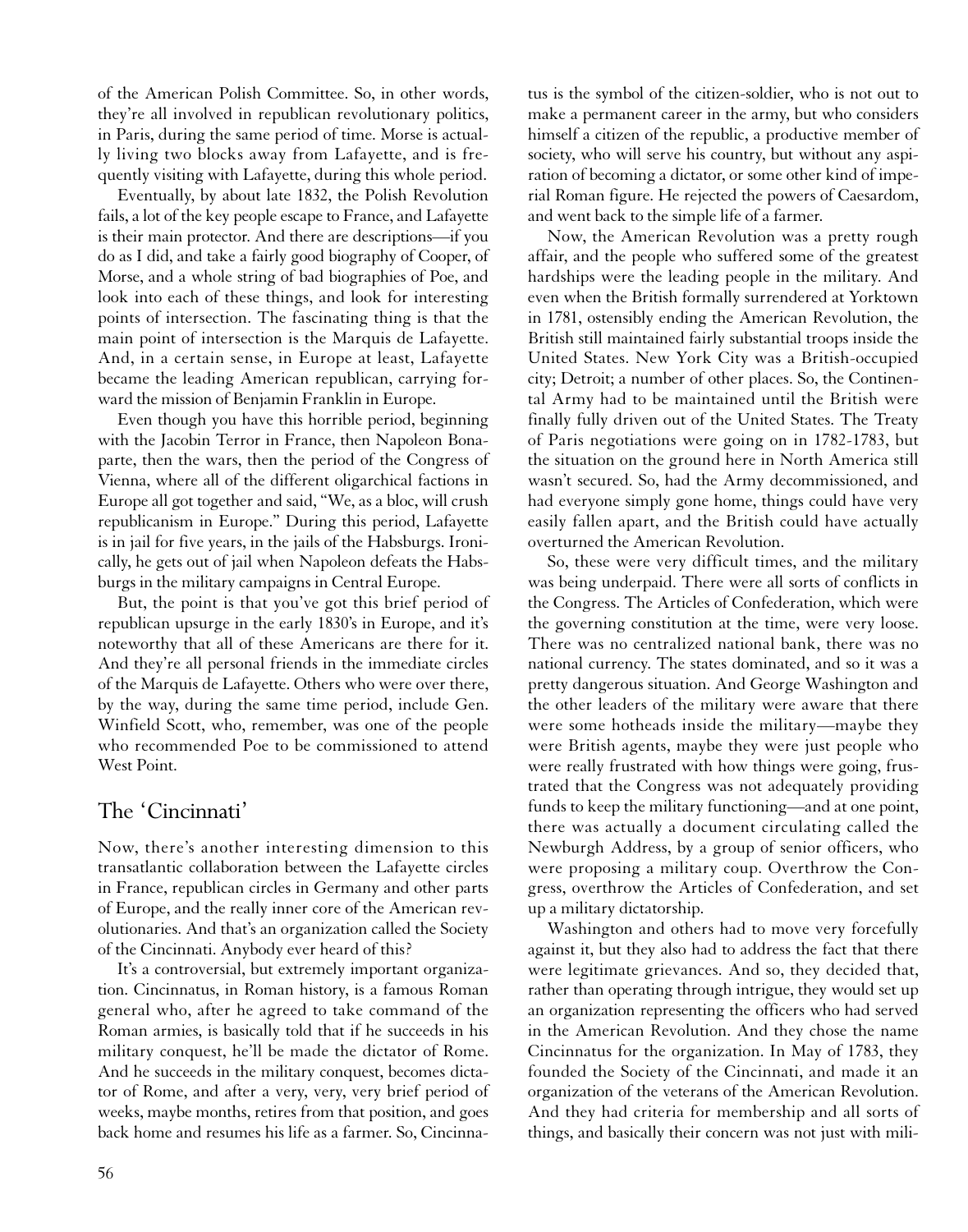of the American Polish Committee. So, in other words, they're all involved in republican revolutionary politics, in Paris, during the same period of time. Morse is actually living two blocks away from Lafayette, and is frequently visiting with Lafayette, during this whole period.

Eventually, by about late 1832, the Polish Revolution fails, a lot of the key people escape to France, and Lafayette is their main protector. And there are descriptions—if you do as I did, and take a fairly good biography of Cooper, of Morse, and a whole string of bad biographies of Poe, and look into each of these things, and look for interesting points of intersection. The fascinating thing is that the main point of intersection is the Marquis de Lafayette. And, in a certain sense, in Europe at least, Lafayette became the leading American republican, carrying forward the mission of Benjamin Franklin in Europe.

Even though you have this horrible period, beginning with the Jacobin Terror in France, then Napoleon Bonaparte, then the wars, then the period of the Congress of Vienna, where all of the different oligarchical factions in Europe all got together and said, "We, as a bloc, will crush republicanism in Europe." During this period, Lafayette is in jail for five years, in the jails of the Habsburgs. Ironically, he gets out of jail when Napoleon defeats the Habsburgs in the military campaigns in Central Europe.

But, the point is that you've got this brief period of republican upsurge in the early 1830's in Europe, and it's noteworthy that all of these Americans are there for it. And they're all personal friends in the immediate circles of the Marquis de Lafayette. Others who were over there, by the way, during the same time period, include Gen. Winfield Scott, who, remember, was one of the people who recommended Poe to be commissioned to attend West Point.

## The 'Cincinnati'

Now, there's another interesting dimension to this transatlantic collaboration between the Lafayette circles in France, republican circles in Germany and other parts of Europe, and the really inner core of the American revolutionaries. And that's an organization called the Society of the Cincinnati. Anybody ever heard of this?

It's a controversial, but extremely important organization. Cincinnatus, in Roman history, is a famous Roman general who, after he agreed to take command of the Roman armies, is basically told that if he succeeds in his military conquest, he'll be made the dictator of Rome. And he succeeds in the military conquest, becomes dictator of Rome, and after a very, very, very brief period of weeks, maybe months, retires from that position, and goes back home and resumes his life as a farmer. So, Cincinnatus is the symbol of the citizen-soldier, who is not out to make a permanent career in the army, but who considers himself a citizen of the republic, a productive member of society, who will serve his country, but without any aspiration of becoming a dictator, or some other kind of imperial Roman figure. He rejected the powers of Caesardom, and went back to the simple life of a farmer.

Now, the American Revolution was a pretty rough affair, and the people who suffered some of the greatest hardships were the leading people in the military. And even when the British formally surrendered at Yorktown in 1781, ostensibly ending the American Revolution, the British still maintained fairly substantial troops inside the United States. New York City was a British-occupied city; Detroit; a number of other places. So, the Continental Army had to be maintained until the British were finally fully driven out of the United States. The Treaty of Paris negotiations were going on in 1782-1783, but the situation on the ground here in North America still wasn't secured. So, had the Army decommissioned, and had everyone simply gone home, things could have very easily fallen apart, and the British could have actually overturned the American Revolution.

So, these were very difficult times, and the military was being underpaid. There were all sorts of conflicts in the Congress. The Articles of Confederation, which were the governing constitution at the time, were very loose. There was no centralized national bank, there was no national currency. The states dominated, and so it was a pretty dangerous situation. And George Washington and the other leaders of the military were aware that there were some hotheads inside the military—maybe they were British agents, maybe they were just people who were really frustrated with how things were going, frustrated that the Congress was not adequately providing funds to keep the military functioning—and at one point, there was actually a document circulating called the Newburgh Address, by a group of senior officers, who were proposing a military coup. Overthrow the Congress, overthrow the Articles of Confederation, and set up a military dictatorship.

Washington and others had to move very forcefully against it, but they also had to address the fact that there were legitimate grievances. And so, they decided that, rather than operating through intrigue, they would set up an organization representing the officers who had served in the American Revolution. And they chose the name Cincinnatus for the organization. In May of 1783, they founded the Society of the Cincinnati, and made it an organization of the veterans of the American Revolution. And they had criteria for membership and all sorts of things, and basically their concern was not just with mili-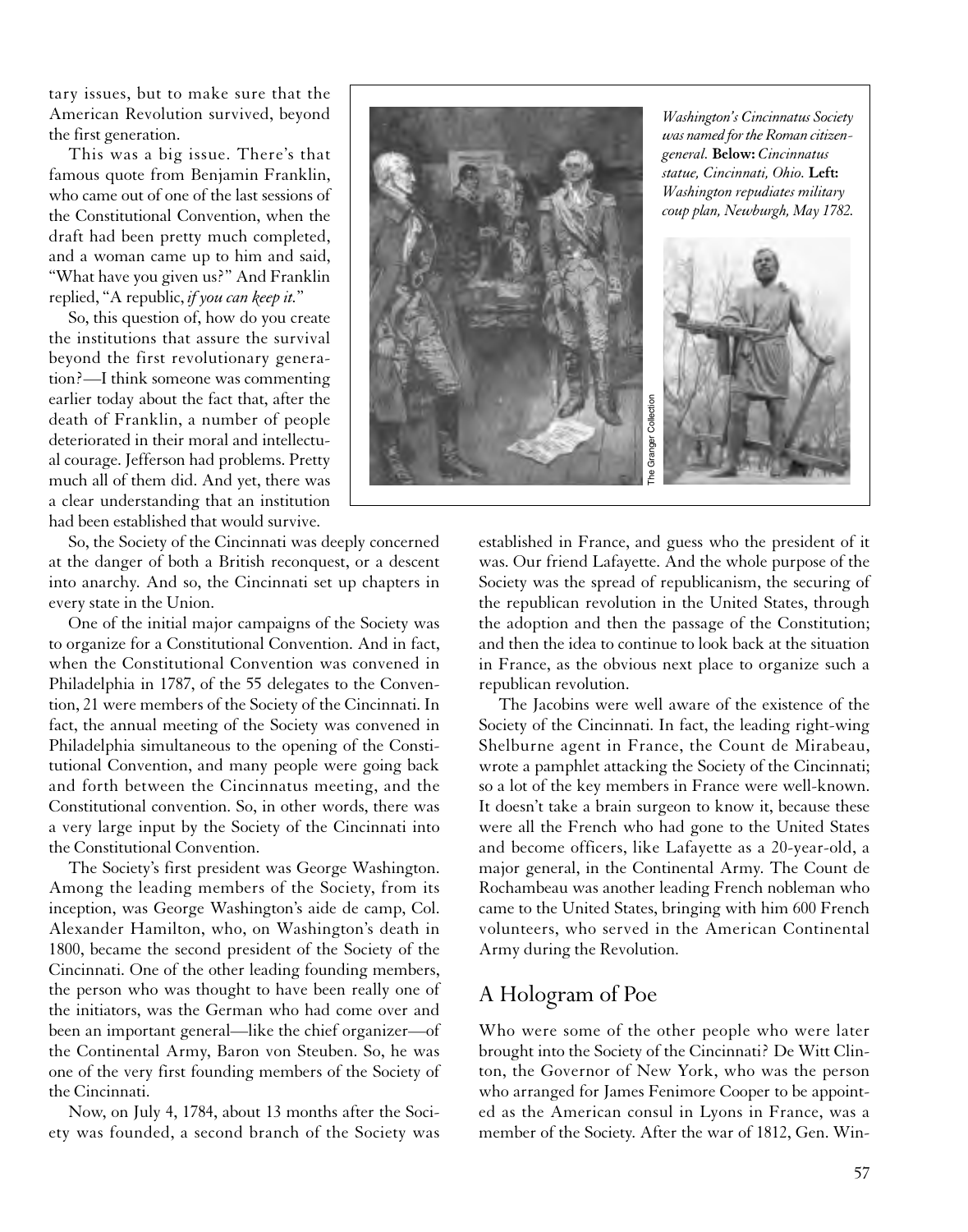tary issues, but to make sure that the American Revolution survived, beyond the first generation.

This was a big issue. There's that famous quote from Benjamin Franklin, who came out of one of the last sessions of the Constitutional Convention, when the draft had been pretty much completed, and a woman came up to him and said, "What have you given us?" And Franklin replied, "A republic, *if you can keep it.*"

So, this question of, how do you create the institutions that assure the survival beyond the first revolutionary generation?—I think someone was commenting earlier today about the fact that, after the death of Franklin, a number of people deteriorated in their moral and intellectual courage. Jefferson had problems. Pretty much all of them did. And yet, there was a clear understanding that an institution had been established that would survive.

*Washington's Cincinnatus Society was named for the Roman citizen-general.* **Below:** *Cincinnatus statue, Cincinnati, Ohio.* **Left:** *Washington repudiates military coup plan, Newburgh, May 1782.*

The Granger Collection

So, the Society of the Cincinnati was deeply concerned at the danger of both a British reconquest, or a descent into anarchy. And so, the Cincinnati set up chapters in every state in the Union.

One of the initial major campaigns of the Society was to organize for a Constitutional Convention. And in fact, when the Constitutional Convention was convened in Philadelphia in 1787, of the 55 delegates to the Convention, 21 were members of the Society of the Cincinnati. In fact, the annual meeting of the Society was convened in Philadelphia simultaneous to the opening of the Constitutional Convention, and many people were going back and forth between the Cincinnatus meeting, and the Constitutional convention. So, in other words, there was a very large input by the Society of the Cincinnati into the Constitutional Convention.

The Society's first president was George Washington. Among the leading members of the Society, from its inception, was George Washington's aide de camp, Col. Alexander Hamilton, who, on Washington's death in 1800, became the second president of the Society of the Cincinnati. One of the other leading founding members, the person who was thought to have been really one of the initiators, was the German who had come over and been an important general—like the chief organizer—of the Continental Army, Baron von Steuben. So, he was one of the very first founding members of the Society of the Cincinnati.

Now, on July 4, 1784, about 13 months after the Society was founded, a second branch of the Society was established in France, and guess who the president of it was. Our friend Lafayette. And the whole purpose of the Society was the spread of republicanism, the securing of the republican revolution in the United States, through the adoption and then the passage of the Constitution; and then the idea to continue to look back at the situation in France, as the obvious next place to organize such a republican revolution.

The Jacobins were well aware of the existence of the Society of the Cincinnati. In fact, the leading right-wing Shelburne agent in France, the Count de Mirabeau, wrote a pamphlet attacking the Society of the Cincinnati; so a lot of the key members in France were well-known. It doesn't take a brain surgeon to know it, because these were all the French who had gone to the United States and become officers, like Lafayette as a 20-year-old, a major general, in the Continental Army. The Count de Rochambeau was another leading French nobleman who came to the United States, bringing with him 600 French volunteers, who served in the American Continental Army during the Revolution.

## A Hologram of Poe

Who were some of the other people who were later brought into the Society of the Cincinnati? De Witt Clinton, the Governor of New York, who was the person who arranged for James Fenimore Cooper to be appointed as the American consul in Lyons in France, was a member of the Society. After the war of 1812, Gen. Win-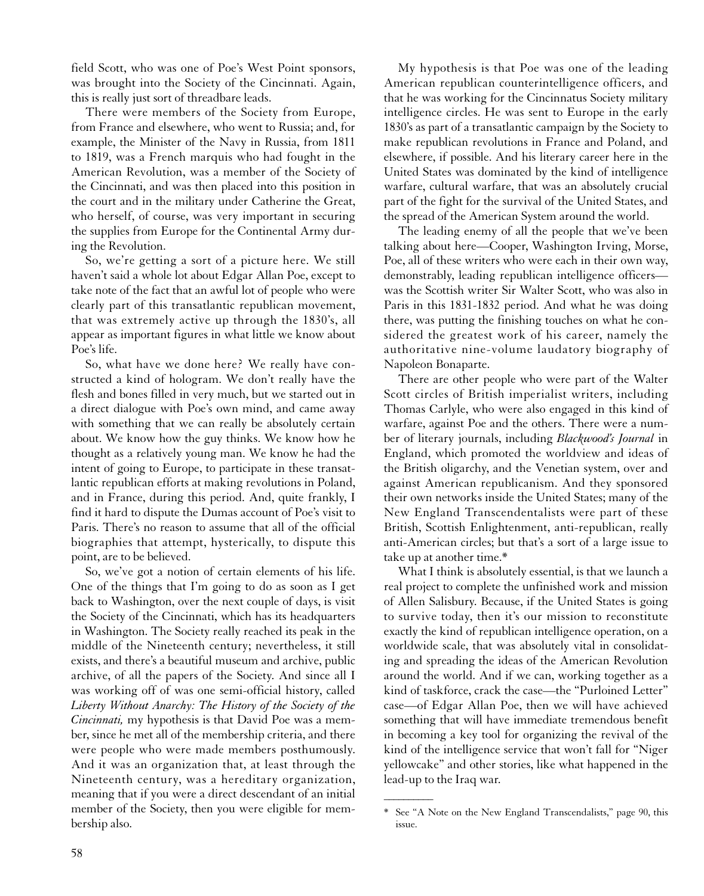field Scott, who was one of Poe's West Point sponsors, was brought into the Society of the Cincinnati. Again, this is really just sort of threadbare leads.

There were members of the Society from Europe, from France and elsewhere, who went to Russia; and, for example, the Minister of the Navy in Russia, from 1811 to 1819, was a French marquis who had fought in the American Revolution, was a member of the Society of the Cincinnati, and was then placed into this position in the court and in the military under Catherine the Great, who herself, of course, was very important in securing the supplies from Europe for the Continental Army during the Revolution.

So, we're getting a sort of a picture here. We still haven't said a whole lot about Edgar Allan Poe, except to take note of the fact that an awful lot of people who were clearly part of this transatlantic republican movement, that was extremely active up through the 1830's, all appear as important figures in what little we know about Poe's life.

So, what have we done here? We really have constructed a kind of hologram. We don't really have the flesh and bones filled in very much, but we started out in a direct dialogue with Poe's own mind, and came away with something that we can really be absolutely certain about. We know how the guy thinks. We know how he thought as a relatively young man. We know he had the intent of going to Europe, to participate in these transatlantic republican efforts at making revolutions in Poland, and in France, during this period. And, quite frankly, I find it hard to dispute the Dumas account of Poe's visit to Paris. There's no reason to assume that all of the official biographies that attempt, hysterically, to dispute this point, are to be believed.

So, we've got a notion of certain elements of his life. One of the things that I'm going to do as soon as I get back to Washington, over the next couple of days, is visit the Society of the Cincinnati, which has its headquarters in Washington. The Society really reached its peak in the middle of the Nineteenth century; nevertheless, it still exists, and there's a beautiful museum and archive, public archive, of all the papers of the Society. And since all I was working off of was one semi-official history, called *Liberty Without Anarchy: The History of the Society of the Cincinnati,* my hypothesis is that David Poe was a member, since he met all of the membership criteria, and there were people who were made members posthumously. And it was an organization that, at least through the Nineteenth century, was a hereditary organization, meaning that if you were a direct descendant of an initial member of the Society, then you were eligible for membership also.

My hypothesis is that Poe was one of the leading American republican counterintelligence officers, and that he was working for the Cincinnatus Society military intelligence circles. He was sent to Europe in the early 1830's as part of a transatlantic campaign by the Society to make republican revolutions in France and Poland, and elsewhere, if possible. And his literary career here in the United States was dominated by the kind of intelligence warfare, cultural warfare, that was an absolutely crucial part of the fight for the survival of the United States, and the spread of the American System around the world.

The leading enemy of all the people that we've been talking about here—Cooper, Washington Irving, Morse, Poe, all of these writers who were each in their own way, demonstrably, leading republican intelligence officers—was the Scottish writer Sir Walter Scott, who was also in Paris in this 1831-1832 period. And what he was doing there, was putting the finishing touches on what he considered the greatest work of his career, namely the authoritative nine-volume laudatory biography of Napoleon Bonaparte.

There are other people who were part of the Walter Scott circles of British imperialist writers, including Thomas Carlyle, who were also engaged in this kind of warfare, against Poe and the others. There were a number of literary journals, including *Blackwood's Journal* in England, which promoted the worldview and ideas of the British oligarchy, and the Venetian system, over and against American republicanism. And they sponsored their own networks inside the United States; many of the New England Transcendentalists were part of these British, Scottish Enlightenment, anti-republican, really anti-American circles; but that's a sort of a large issue to take up at another time.*

What I think is absolutely essential, is that we launch a real project to complete the unfinished work and mission of Allen Salisbury. Because, if the United States is going to survive today, then it's our mission to reconstitute exactly the kind of republican intelligence operation, on a worldwide scale, that was absolutely vital in consolidating and spreading the ideas of the American Revolution around the world. And if we can, working together as a kind of taskforce, crack the case—the "Purloined Letter" case—of Edgar Allan Poe, then we will have achieved something that will have immediate tremendous benefit in becoming a key tool for organizing the revival of the kind of the intelligence service that won't fall for "Niger yellowcake" and other stories, like what happened in the lead-up to the Iraq war.

---

* See "A Note on the New England Transcendalists," page 90, this issue.